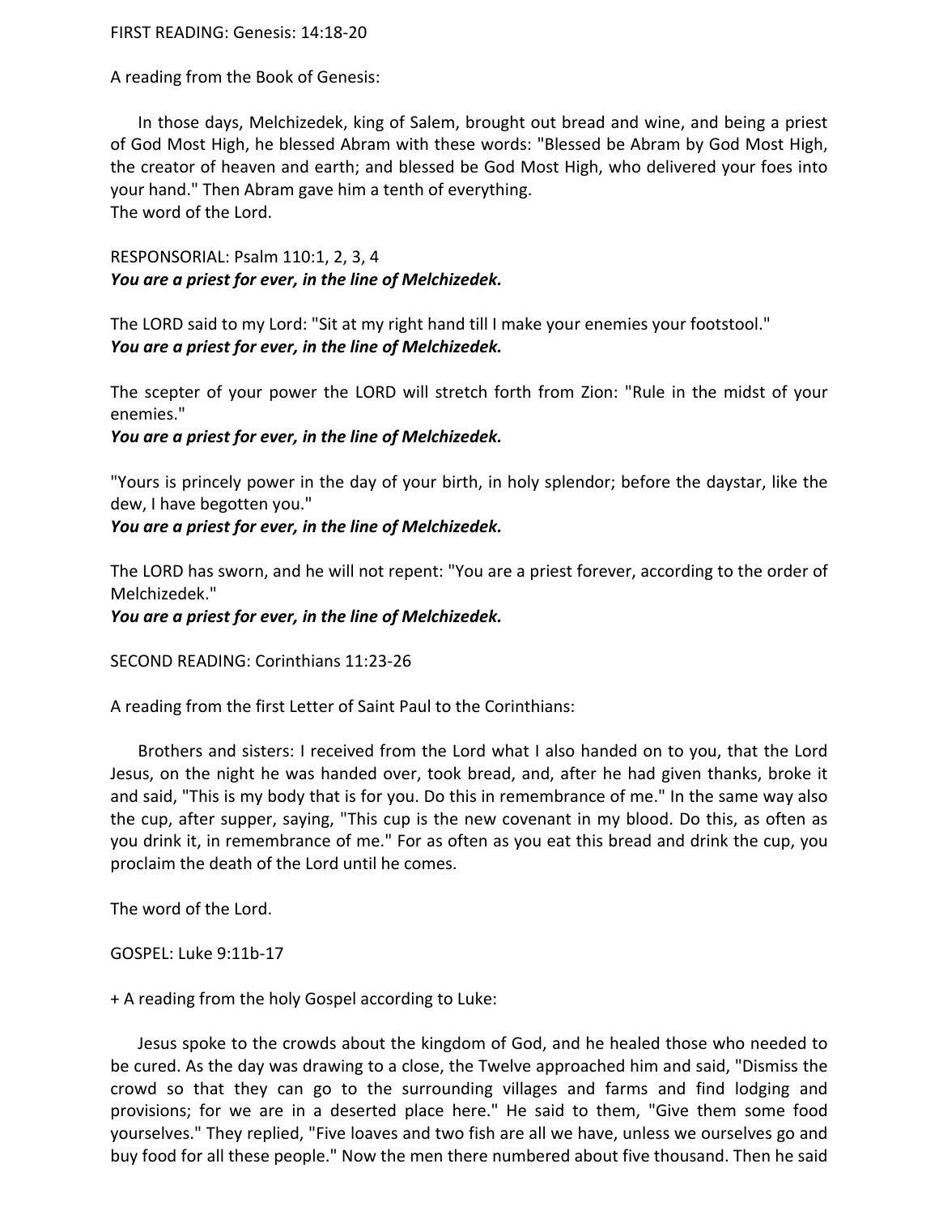FIRST READING: Genesis: 14:18-20

A reading from the Book of Genesis:

In those days, Melchizedek, king of Salem, brought out bread and wine, and being a priest of God Most High, he blessed Abram with these words: "Blessed be Abram by God Most High, the creator of heaven and earth; and blessed be God Most High, who delivered your foes into your hand." Then Abram gave him a tenth of everything.
The word of the Lord.

RESPONSORIAL: Psalm 110:1, 2, 3, 4
***You are a priest for ever, in the line of Melchizedek.***

The LORD said to my Lord: "Sit at my right hand till I make your enemies your footstool."
***You are a priest for ever, in the line of Melchizedek.***

The scepter of your power the LORD will stretch forth from Zion: "Rule in the midst of your enemies."
***You are a priest for ever, in the line of Melchizedek.***

"Yours is princely power in the day of your birth, in holy splendor; before the daystar, like the dew, I have begotten you."
***You are a priest for ever, in the line of Melchizedek.***

The LORD has sworn, and he will not repent: "You are a priest forever, according to the order of Melchizedek."
***You are a priest for ever, in the line of Melchizedek.***

SECOND READING: Corinthians 11:23-26

A reading from the first Letter of Saint Paul to the Corinthians:

Brothers and sisters: I received from the Lord what I also handed on to you, that the Lord Jesus, on the night he was handed over, took bread, and, after he had given thanks, broke it and said, "This is my body that is for you. Do this in remembrance of me." In the same way also the cup, after supper, saying, "This cup is the new covenant in my blood. Do this, as often as you drink it, in remembrance of me." For as often as you eat this bread and drink the cup, you proclaim the death of the Lord until he comes.

The word of the Lord.

GOSPEL: Luke 9:11b-17

+ A reading from the holy Gospel according to Luke:

Jesus spoke to the crowds about the kingdom of God, and he healed those who needed to be cured. As the day was drawing to a close, the Twelve approached him and said, "Dismiss the crowd so that they can go to the surrounding villages and farms and find lodging and provisions; for we are in a deserted place here." He said to them, "Give them some food yourselves." They replied, "Five loaves and two fish are all we have, unless we ourselves go and buy food for all these people." Now the men there numbered about five thousand. Then he said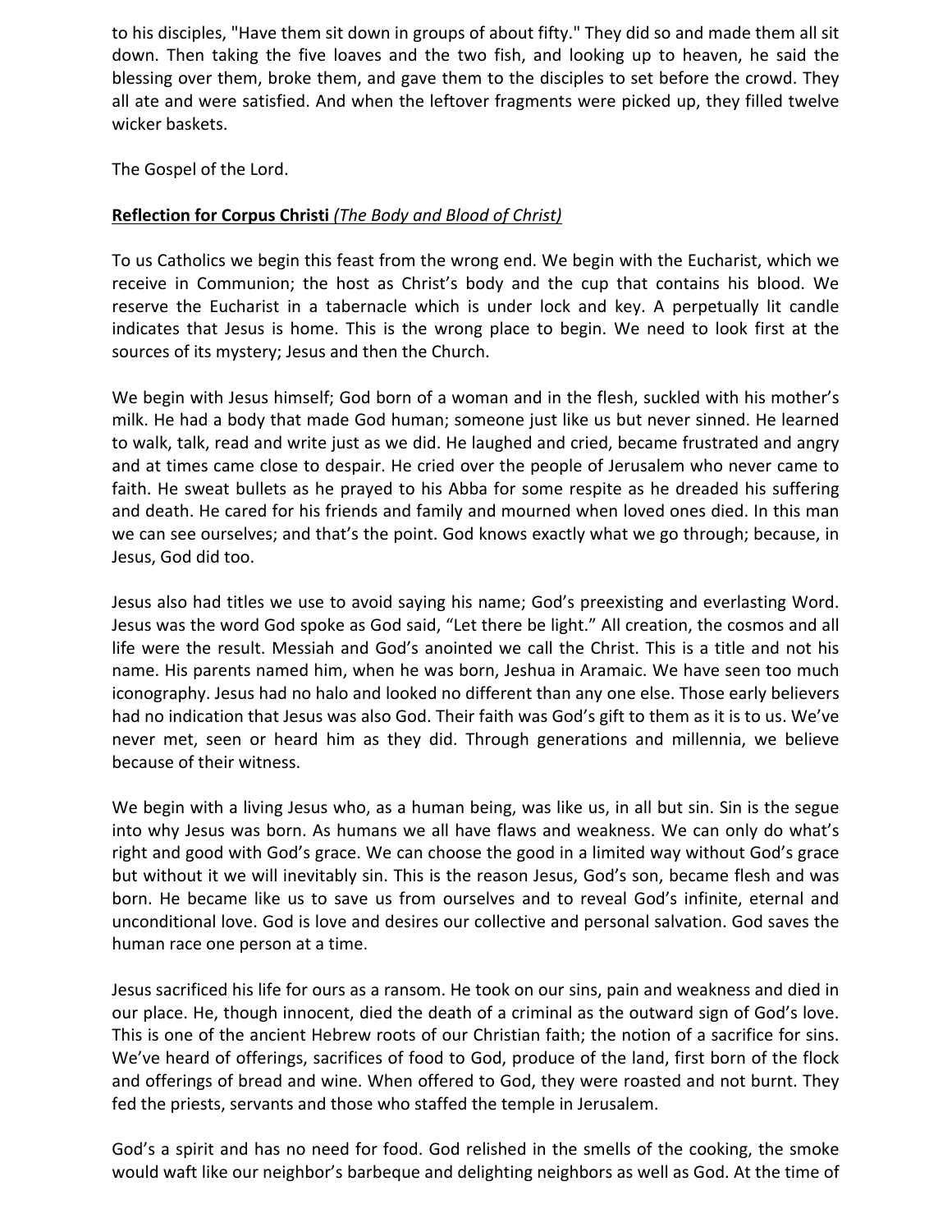to his disciples, "Have them sit down in groups of about fifty." They did so and made them all sit down. Then taking the five loaves and the two fish, and looking up to heaven, he said the blessing over them, broke them, and gave them to the disciples to set before the crowd. They all ate and were satisfied. And when the leftover fragments were picked up, they filled twelve wicker baskets.

The Gospel of the Lord.

**<u>Reflection for Corpus Christi</u>** *<u>(The Body and Blood of Christ)</u>*

To us Catholics we begin this feast from the wrong end. We begin with the Eucharist, which we receive in Communion; the host as Christ's body and the cup that contains his blood. We reserve the Eucharist in a tabernacle which is under lock and key. A perpetually lit candle indicates that Jesus is home. This is the wrong place to begin. We need to look first at the sources of its mystery; Jesus and then the Church.

We begin with Jesus himself; God born of a woman and in the flesh, suckled with his mother's milk. He had a body that made God human; someone just like us but never sinned. He learned to walk, talk, read and write just as we did. He laughed and cried, became frustrated and angry and at times came close to despair. He cried over the people of Jerusalem who never came to faith. He sweat bullets as he prayed to his Abba for some respite as he dreaded his suffering and death. He cared for his friends and family and mourned when loved ones died. In this man we can see ourselves; and that's the point. God knows exactly what we go through; because, in Jesus, God did too.

Jesus also had titles we use to avoid saying his name; God's preexisting and everlasting Word. Jesus was the word God spoke as God said, "Let there be light." All creation, the cosmos and all life were the result. Messiah and God's anointed we call the Christ. This is a title and not his name. His parents named him, when he was born, Jeshua in Aramaic. We have seen too much iconography. Jesus had no halo and looked no different than any one else. Those early believers had no indication that Jesus was also God. Their faith was God's gift to them as it is to us. We've never met, seen or heard him as they did. Through generations and millennia, we believe because of their witness.

We begin with a living Jesus who, as a human being, was like us, in all but sin. Sin is the segue into why Jesus was born. As humans we all have flaws and weakness. We can only do what's right and good with God's grace. We can choose the good in a limited way without God's grace but without it we will inevitably sin. This is the reason Jesus, God's son, became flesh and was born. He became like us to save us from ourselves and to reveal God's infinite, eternal and unconditional love. God is love and desires our collective and personal salvation. God saves the human race one person at a time.

Jesus sacrificed his life for ours as a ransom. He took on our sins, pain and weakness and died in our place. He, though innocent, died the death of a criminal as the outward sign of God's love. This is one of the ancient Hebrew roots of our Christian faith; the notion of a sacrifice for sins. We've heard of offerings, sacrifices of food to God, produce of the land, first born of the flock and offerings of bread and wine. When offered to God, they were roasted and not burnt. They fed the priests, servants and those who staffed the temple in Jerusalem.

God's a spirit and has no need for food. God relished in the smells of the cooking, the smoke would waft like our neighbor's barbeque and delighting neighbors as well as God. At the time of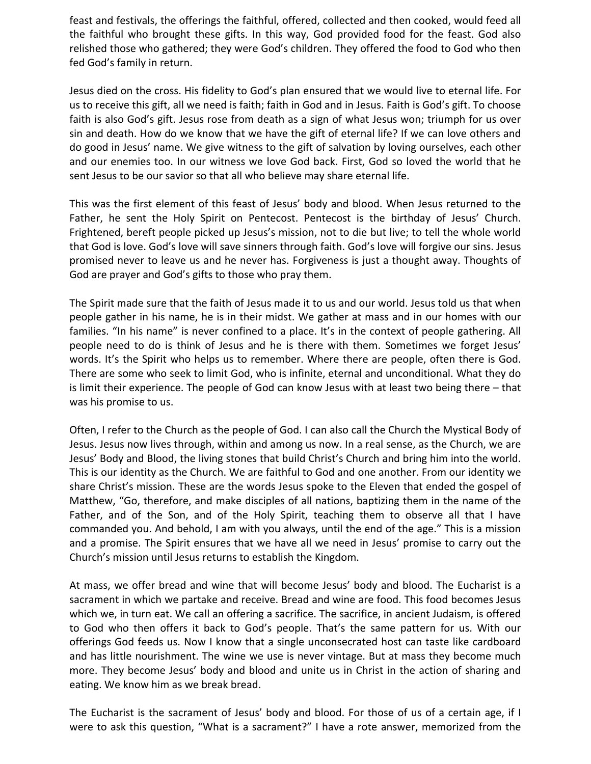feast and festivals, the offerings the faithful, offered, collected and then cooked, would feed all the faithful who brought these gifts. In this way, God provided food for the feast. God also relished those who gathered; they were God's children. They offered the food to God who then fed God's family in return.

Jesus died on the cross. His fidelity to God's plan ensured that we would live to eternal life. For us to receive this gift, all we need is faith; faith in God and in Jesus. Faith is God's gift. To choose faith is also God's gift. Jesus rose from death as a sign of what Jesus won; triumph for us over sin and death. How do we know that we have the gift of eternal life? If we can love others and do good in Jesus' name. We give witness to the gift of salvation by loving ourselves, each other and our enemies too. In our witness we love God back. First, God so loved the world that he sent Jesus to be our savior so that all who believe may share eternal life.

This was the first element of this feast of Jesus' body and blood. When Jesus returned to the Father, he sent the Holy Spirit on Pentecost. Pentecost is the birthday of Jesus' Church. Frightened, bereft people picked up Jesus's mission, not to die but live; to tell the whole world that God is love. God's love will save sinners through faith. God's love will forgive our sins. Jesus promised never to leave us and he never has. Forgiveness is just a thought away. Thoughts of God are prayer and God's gifts to those who pray them.

The Spirit made sure that the faith of Jesus made it to us and our world. Jesus told us that when people gather in his name, he is in their midst. We gather at mass and in our homes with our families. "In his name" is never confined to a place. It's in the context of people gathering. All people need to do is think of Jesus and he is there with them. Sometimes we forget Jesus' words. It's the Spirit who helps us to remember. Where there are people, often there is God. There are some who seek to limit God, who is infinite, eternal and unconditional. What they do is limit their experience. The people of God can know Jesus with at least two being there – that was his promise to us.

Often, I refer to the Church as the people of God. I can also call the Church the Mystical Body of Jesus. Jesus now lives through, within and among us now. In a real sense, as the Church, we are Jesus' Body and Blood, the living stones that build Christ's Church and bring him into the world. This is our identity as the Church. We are faithful to God and one another. From our identity we share Christ's mission. These are the words Jesus spoke to the Eleven that ended the gospel of Matthew, "Go, therefore, and make disciples of all nations, baptizing them in the name of the Father, and of the Son, and of the Holy Spirit, teaching them to observe all that I have commanded you. And behold, I am with you always, until the end of the age." This is a mission and a promise. The Spirit ensures that we have all we need in Jesus' promise to carry out the Church's mission until Jesus returns to establish the Kingdom.

At mass, we offer bread and wine that will become Jesus' body and blood. The Eucharist is a sacrament in which we partake and receive. Bread and wine are food. This food becomes Jesus which we, in turn eat. We call an offering a sacrifice. The sacrifice, in ancient Judaism, is offered to God who then offers it back to God's people. That's the same pattern for us. With our offerings God feeds us. Now I know that a single unconsecrated host can taste like cardboard and has little nourishment. The wine we use is never vintage. But at mass they become much more. They become Jesus' body and blood and unite us in Christ in the action of sharing and eating. We know him as we break bread.

The Eucharist is the sacrament of Jesus' body and blood. For those of us of a certain age, if I were to ask this question, "What is a sacrament?" I have a rote answer, memorized from the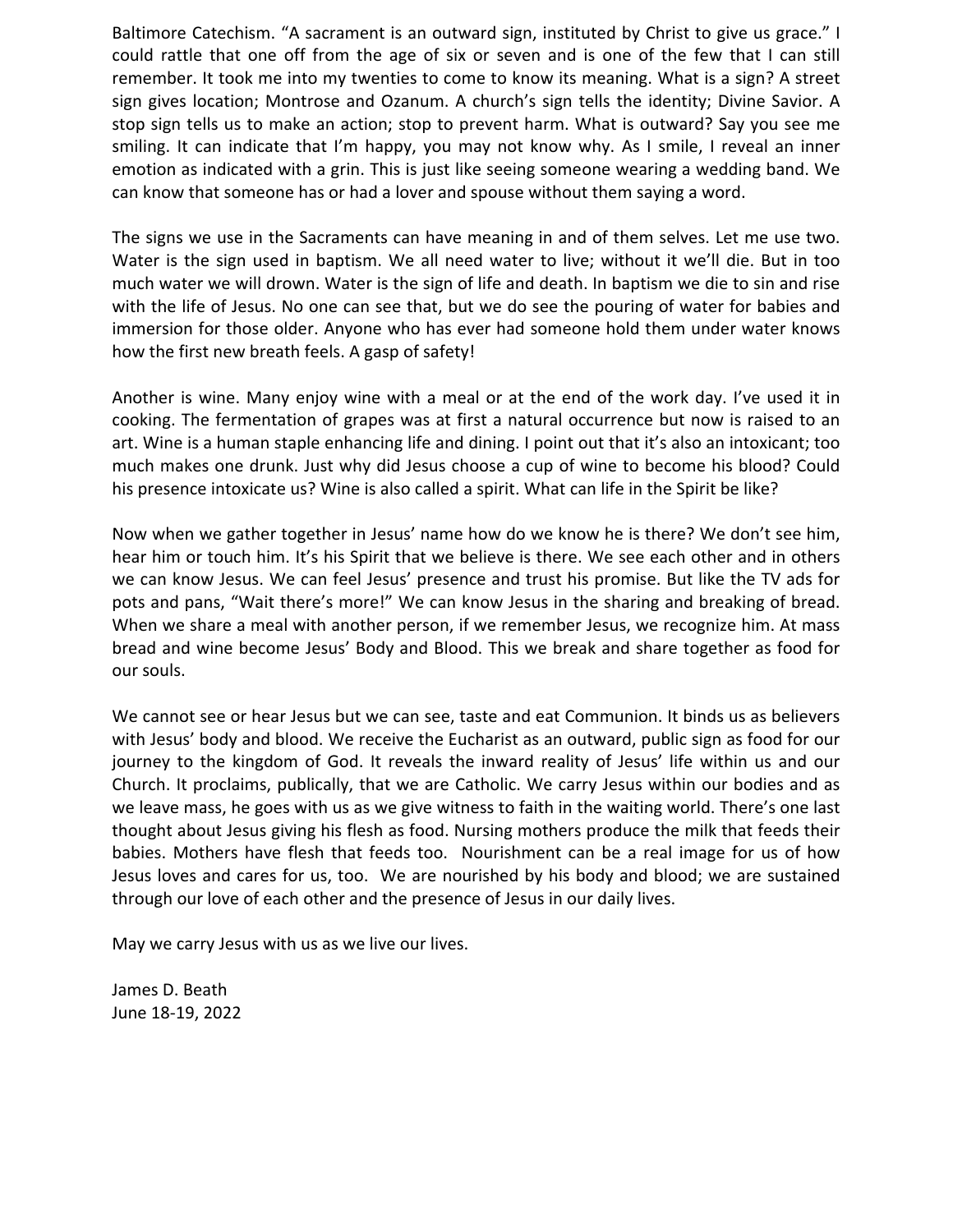Baltimore Catechism. “A sacrament is an outward sign, instituted by Christ to give us grace.” I could rattle that one off from the age of six or seven and is one of the few that I can still remember. It took me into my twenties to come to know its meaning. What is a sign? A street sign gives location; Montrose and Ozanum. A church’s sign tells the identity; Divine Savior. A stop sign tells us to make an action; stop to prevent harm. What is outward? Say you see me smiling. It can indicate that I’m happy, you may not know why. As I smile, I reveal an inner emotion as indicated with a grin. This is just like seeing someone wearing a wedding band. We can know that someone has or had a lover and spouse without them saying a word.

The signs we use in the Sacraments can have meaning in and of them selves. Let me use two. Water is the sign used in baptism. We all need water to live; without it we’ll die. But in too much water we will drown. Water is the sign of life and death. In baptism we die to sin and rise with the life of Jesus. No one can see that, but we do see the pouring of water for babies and immersion for those older. Anyone who has ever had someone hold them under water knows how the first new breath feels. A gasp of safety!

Another is wine. Many enjoy wine with a meal or at the end of the work day. I’ve used it in cooking. The fermentation of grapes was at first a natural occurrence but now is raised to an art. Wine is a human staple enhancing life and dining. I point out that it’s also an intoxicant; too much makes one drunk. Just why did Jesus choose a cup of wine to become his blood? Could his presence intoxicate us? Wine is also called a spirit. What can life in the Spirit be like?

Now when we gather together in Jesus’ name how do we know he is there? We don’t see him, hear him or touch him. It’s his Spirit that we believe is there. We see each other and in others we can know Jesus. We can feel Jesus’ presence and trust his promise. But like the TV ads for pots and pans, “Wait there’s more!” We can know Jesus in the sharing and breaking of bread. When we share a meal with another person, if we remember Jesus, we recognize him. At mass bread and wine become Jesus’ Body and Blood. This we break and share together as food for our souls.

We cannot see or hear Jesus but we can see, taste and eat Communion. It binds us as believers with Jesus’ body and blood. We receive the Eucharist as an outward, public sign as food for our journey to the kingdom of God. It reveals the inward reality of Jesus’ life within us and our Church. It proclaims, publically, that we are Catholic. We carry Jesus within our bodies and as we leave mass, he goes with us as we give witness to faith in the waiting world. There’s one last thought about Jesus giving his flesh as food. Nursing mothers produce the milk that feeds their babies. Mothers have flesh that feeds too. Nourishment can be a real image for us of how Jesus loves and cares for us, too. We are nourished by his body and blood; we are sustained through our love of each other and the presence of Jesus in our daily lives.

May we carry Jesus with us as we live our lives.

James D. Beath
June 18-19, 2022